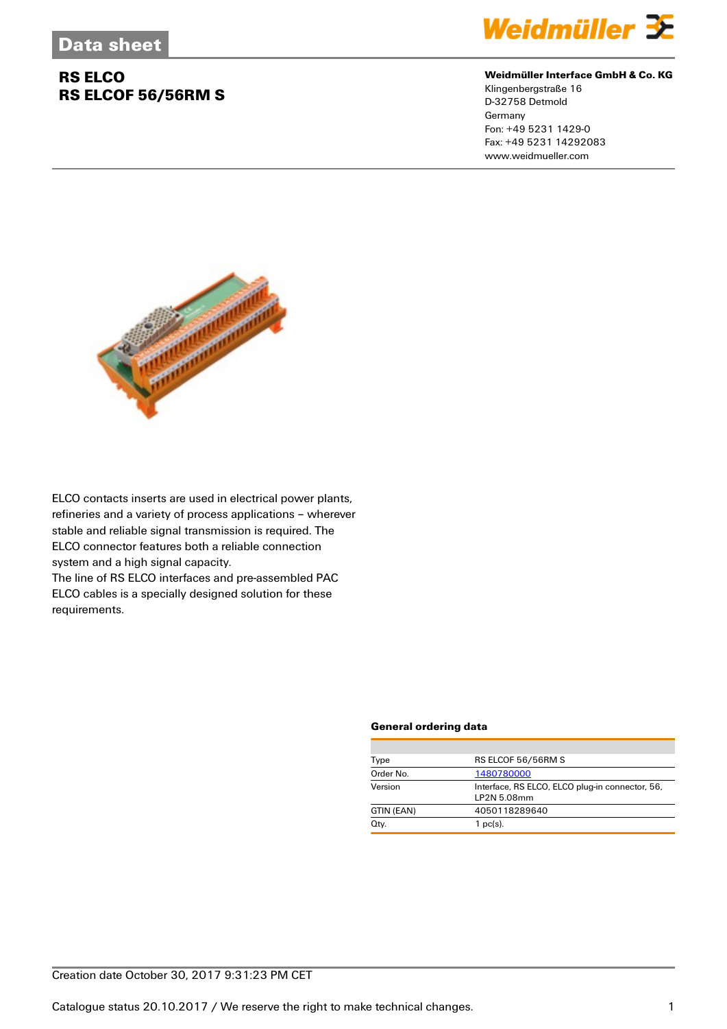# Data sheet

## RS ELCO
## RS ELCOF 56/56RM S

**Weidmüller Interface GmbH & Co. KG**
Klingenbergstraße 16
D-32758 Detmold
Germany
Fon: +49 5231 1429-0
Fax: +49 5231 14292083
www.weidmueller.com

ELCO contacts inserts are used in electrical power plants, refineries and a variety of process applications – wherever stable and reliable signal transmission is required. The ELCO connector features both a reliable connection system and a high signal capacity.
The line of RS ELCO interfaces and pre-assembled PAC ELCO cables is a specially designed solution for these requirements.

### General ordering data

| | |
|---|---|
| Type | RS ELCOF 56/56RM S |
| Order No. | 1480780000 |
| Version | Interface, RS ELCO, ELCO plug-in connector, 56, LP2N 5.08mm |
| GTIN (EAN) | 4050118289640 |
| Qty. | 1 pc(s). |

Creation date October 30, 2017 9:31:23 PM CET

Catalogue status 20.10.2017 / We reserve the right to make technical changes.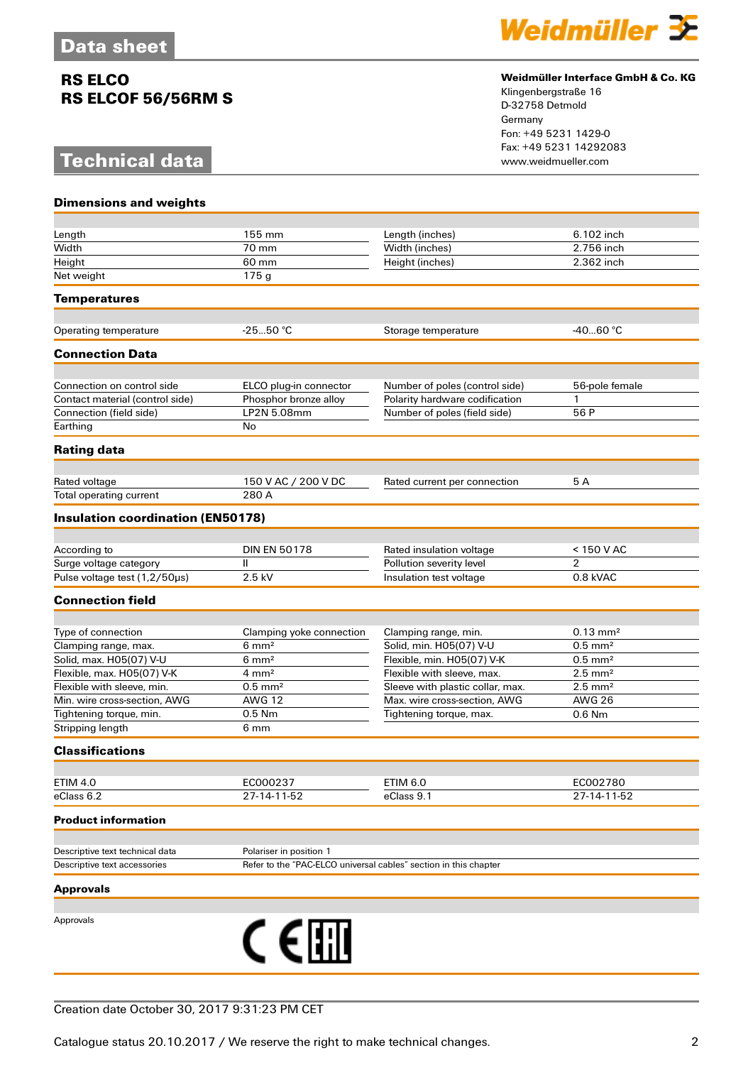## Data sheet

# RS ELCO
# RS ELCOF 56/56RM S

**Weidmüller Interface GmbH & Co. KG**
Klingenbergstraße 16
D-32758 Detmold
Germany
Fon: +49 5231 1429-0
Fax: +49 5231 14292083
www.weidmueller.com

## Technical data

### Dimensions and weights

| | | | |
|---|---|---|---|
| Length | 155 mm | Length (inches) | 6.102 inch |
| Width | 70 mm | Width (inches) | 2.756 inch |
| Height | 60 mm | Height (inches) | 2.362 inch |
| Net weight | 175 g | | |

### Temperatures

| | | | |
|---|---|---|---|
| Operating temperature | -25...50 °C | Storage temperature | -40...60 °C |

### Connection Data

| | | | |
|---|---|---|---|
| Connection on control side | ELCO plug-in connector | Number of poles (control side) | 56-pole female |
| Contact material (control side) | Phosphor bronze alloy | Polarity hardware codification | 1 |
| Connection (field side) | LP2N 5.08mm | Number of poles (field side) | 56 P |
| Earthing | No | | |

### Rating data

| | | | |
|---|---|---|---|
| Rated voltage | 150 V AC / 200 V DC | Rated current per connection | 5 A |
| Total operating current | 280 A | | |

### Insulation coordination (EN50178)

| | | | |
|---|---|---|---|
| According to | DIN EN 50178 | Rated insulation voltage | < 150 V AC |
| Surge voltage category | II | Pollution severity level | 2 |
| Pulse voltage test (1,2/50µs) | 2.5 kV | Insulation test voltage | 0.8 kVAC |

### Connection field

| | | | |
|---|---|---|---|
| Type of connection | Clamping yoke connection | Clamping range, min. | 0.13 mm² |
| Clamping range, max. | 6 mm² | Solid, min. H05(07) V-U | 0.5 mm² |
| Solid, max. H05(07) V-U | 6 mm² | Flexible, min. H05(07) V-K | 0.5 mm² |
| Flexible, max. H05(07) V-K | 4 mm² | Flexible with sleeve, max. | 2.5 mm² |
| Flexible with sleeve, min. | 0.5 mm² | Sleeve with plastic collar, max. | 2.5 mm² |
| Min. wire cross-section, AWG | AWG 12 | Max. wire cross-section, AWG | AWG 26 |
| Tightening torque, min. | 0.5 Nm | Tightening torque, max. | 0.6 Nm |
| Stripping length | 6 mm | | |

### Classifications

| | | | |
|---|---|---|---|
| ETIM 4.0 | EC000237 | ETIM 6.0 | EC002780 |
| eClass 6.2 | 27-14-11-52 | eClass 9.1 | 27-14-11-52 |

### Product information

| | |
|---|---|
| Descriptive text technical data | Polariser in position 1 |
| Descriptive text accessories | Refer to the "PAC-ELCO universal cables" section in this chapter |

### Approvals

Approvals: CE EAC

Creation date October 30, 2017 9:31:23 PM CET

Catalogue status 20.10.2017 / We reserve the right to make technical changes.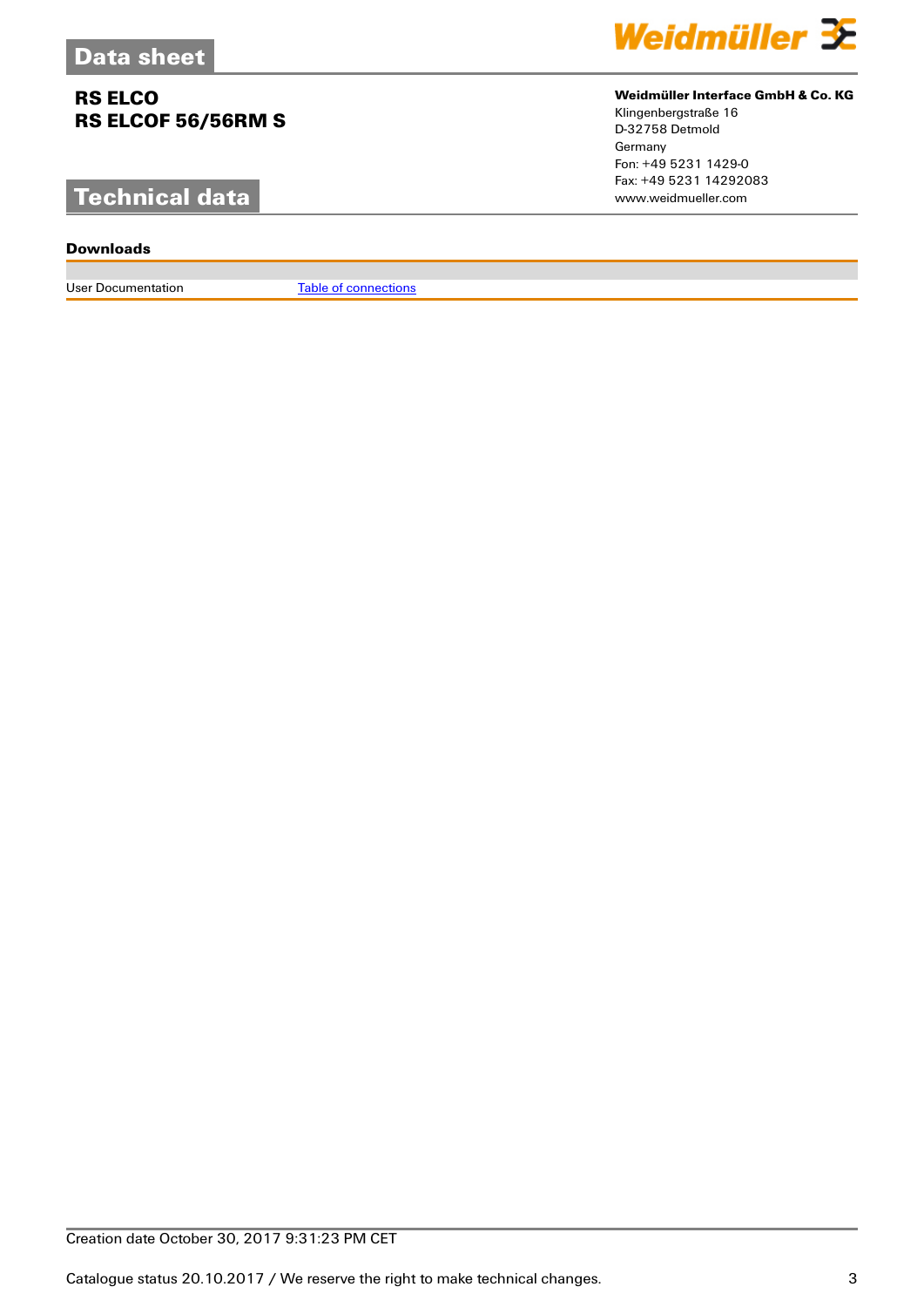# Data sheet

**RS ELCO**
**RS ELCOF 56/56RM S**

**Weidmüller Interface GmbH & Co. KG**
Klingenbergstraße 16
D-32758 Detmold
Germany
Fon: +49 5231 1429-0
Fax: +49 5231 14292083
www.weidmueller.com

## Technical data

### Downloads

| | |
|---|---|
| User Documentation | Table of connections |

Creation date October 30, 2017 9:31:23 PM CET

Catalogue status 20.10.2017 / We reserve the right to make technical changes.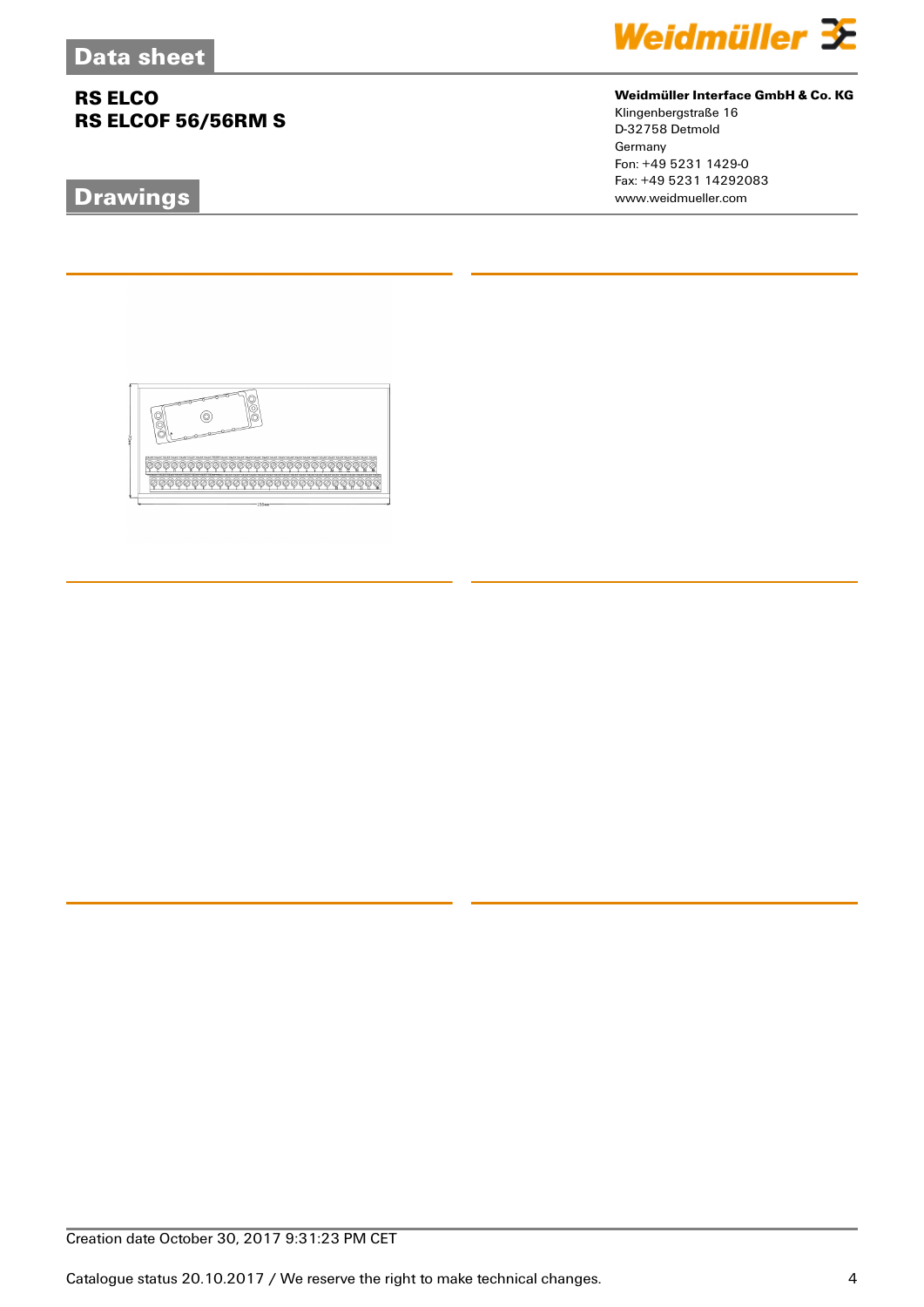# Data sheet

**RS ELCO**
**RS ELCOF 56/56RM S**

**Weidmüller Interface GmbH & Co. KG**
Klingenbergstraße 16
D-32758 Detmold
Germany
Fon: +49 5231 1429-0
Fax: +49 5231 14292083
www.weidmueller.com

## Drawings

Creation date October 30, 2017 9:31:23 PM CET

Catalogue status 20.10.2017 / We reserve the right to make technical changes.